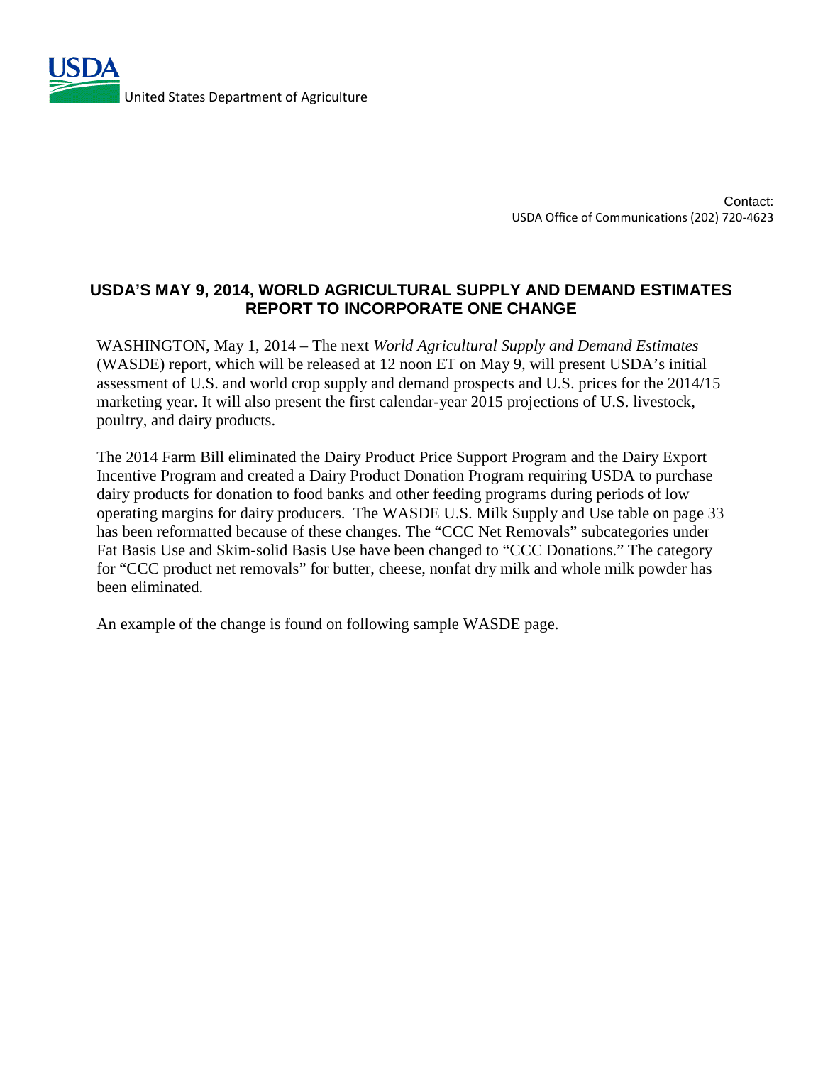USDA United States Department of Agriculture

Contact:
USDA Office of Communications (202) 720-4623

# USDA'S MAY 9, 2014, WORLD AGRICULTURAL SUPPLY AND DEMAND ESTIMATES REPORT TO INCORPORATE ONE CHANGE

WASHINGTON, May 1, 2014 – The next *World Agricultural Supply and Demand Estimates* (WASDE) report, which will be released at 12 noon ET on May 9, will present USDA's initial assessment of U.S. and world crop supply and demand prospects and U.S. prices for the 2014/15 marketing year. It will also present the first calendar-year 2015 projections of U.S. livestock, poultry, and dairy products.

The 2014 Farm Bill eliminated the Dairy Product Price Support Program and the Dairy Export Incentive Program and created a Dairy Product Donation Program requiring USDA to purchase dairy products for donation to food banks and other feeding programs during periods of low operating margins for dairy producers. The WASDE U.S. Milk Supply and Use table on page 33 has been reformatted because of these changes. The "CCC Net Removals" subcategories under Fat Basis Use and Skim-solid Basis Use have been changed to "CCC Donations." The category for "CCC product net removals" for butter, cheese, nonfat dry milk and whole milk powder has been eliminated.

An example of the change is found on following sample WASDE page.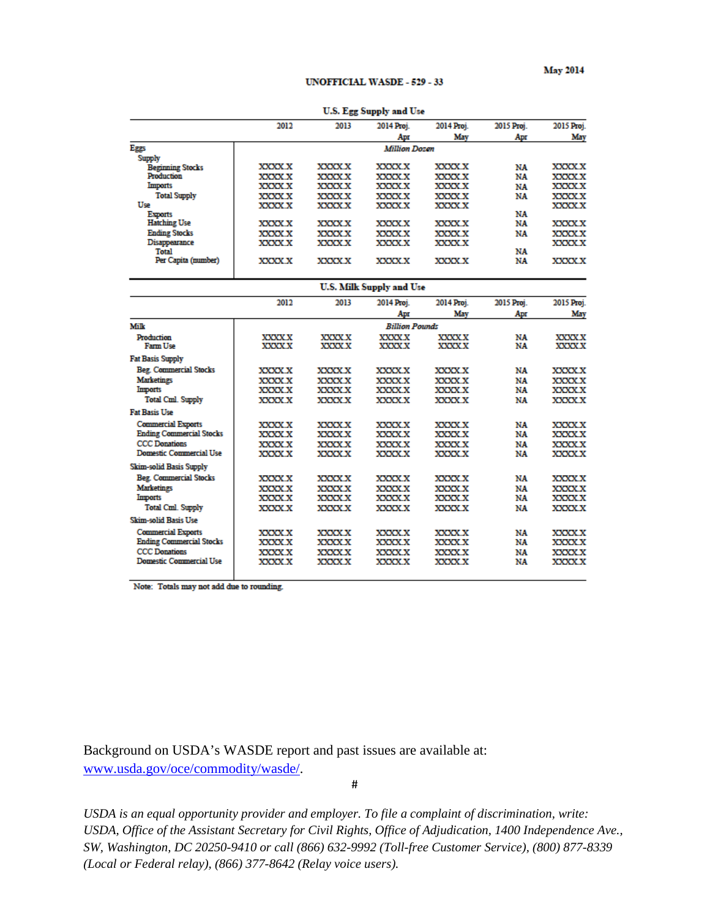**U.S. Egg Supply and Use**

| | 2012 | 2013 | 2014 Proj. Apr | 2014 Proj. May | 2015 Proj. Apr | 2015 Proj. May |
|---|---|---|---|---|---|---|
| **Eggs** | | | *Million Dozen* | | | |
| Supply | | | | | | |
| Beginning Stocks | XXXX.X | XXXX.X | XXXX.X | XXXX.X | NA | XXXX.X |
| Production | XXXX.X | XXXX.X | XXXX.X | XXXX.X | NA | XXXX.X |
| Imports | XXXX.X | XXXX.X | XXXX.X | XXXX.X | NA | XXXX.X |
| Total Supply | XXXX.X | XXXX.X | XXXX.X | XXXX.X | NA | XXXX.X |
| Use | XXXX.X | XXXX.X | XXXX.X | XXXX.X | | XXXX.X |
| Exports | | | | | NA | |
| Hatching Use | XXXX.X | XXXX.X | XXXX.X | XXXX.X | NA | XXXX.X |
| Ending Stocks | XXXX.X | XXXX.X | XXXX.X | XXXX.X | NA | XXXX.X |
| Disappearance | XXXX.X | XXXX.X | XXXX.X | XXXX.X | | XXXX.X |
| Total | | | | | NA | |
| Per Capita (number) | XXXX.X | XXXX.X | XXXX.X | XXXX.X | NA | XXXX.X |

**U.S. Milk Supply and Use**

| | 2012 | 2013 | 2014 Proj. Apr | 2014 Proj. May | 2015 Proj. Apr | 2015 Proj. May |
|---|---|---|---|---|---|---|
| **Milk** | | | *Billion Pounds* | | | |
| Production | XXXX.X | XXXX.X | XXXX.X | XXXX.X | NA | XXXX.X |
| Farm Use | XXXX.X | XXXX.X | XXXX.X | XXXX.X | NA | XXXX.X |
| Fat Basis Supply | | | | | | |
| Beg. Commercial Stocks | XXXX.X | XXXX.X | XXXX.X | XXXX.X | NA | XXXX.X |
| Marketings | XXXX.X | XXXX.X | XXXX.X | XXXX.X | NA | XXXX.X |
| Imports | XXXX.X | XXXX.X | XXXX.X | XXXX.X | NA | XXXX.X |
| Total Cml. Supply | XXXX.X | XXXX.X | XXXX.X | XXXX.X | NA | XXXX.X |
| Fat Basis Use | | | | | | |
| Commercial Exports | XXXX.X | XXXX.X | XXXX.X | XXXX.X | NA | XXXX.X |
| Ending Commercial Stocks | XXXX.X | XXXX.X | XXXX.X | XXXX.X | NA | XXXX.X |
| CCC Donations | XXXX.X | XXXX.X | XXXX.X | XXXX.X | NA | XXXX.X |
| Domestic Commercial Use | XXXX.X | XXXX.X | XXXX.X | XXXX.X | NA | XXXX.X |
| Skim-solid Basis Supply | | | | | | |
| Beg. Commercial Stocks | XXXX.X | XXXX.X | XXXX.X | XXXX.X | NA | XXXX.X |
| Marketings | XXXX.X | XXXX.X | XXXX.X | XXXX.X | NA | XXXX.X |
| Imports | XXXX.X | XXXX.X | XXXX.X | XXXX.X | NA | XXXX.X |
| Total Cml. Supply | XXXX.X | XXXX.X | XXXX.X | XXXX.X | NA | XXXX.X |
| Skim-solid Basis Use | | | | | | |
| Commercial Exports | XXXX.X | XXXX.X | XXXX.X | XXXX.X | NA | XXXX.X |
| Ending Commercial Stocks | XXXX.X | XXXX.X | XXXX.X | XXXX.X | NA | XXXX.X |
| CCC Donations | XXXX.X | XXXX.X | XXXX.X | XXXX.X | NA | XXXX.X |
| Domestic Commercial Use | XXXX.X | XXXX.X | XXXX.X | XXXX.X | NA | XXXX.X |

Note: Totals may not add due to rounding.

Background on USDA's WASDE report and past issues are available at: [www.usda.gov/oce/commodity/wasde/](www.usda.gov/oce/commodity/wasde/).

#

*USDA is an equal opportunity provider and employer. To file a complaint of discrimination, write: USDA, Office of the Assistant Secretary for Civil Rights, Office of Adjudication, 1400 Independence Ave., SW, Washington, DC 20250-9410 or call (866) 632-9992 (Toll-free Customer Service), (800) 877-8339 (Local or Federal relay), (866) 377-8642 (Relay voice users).*